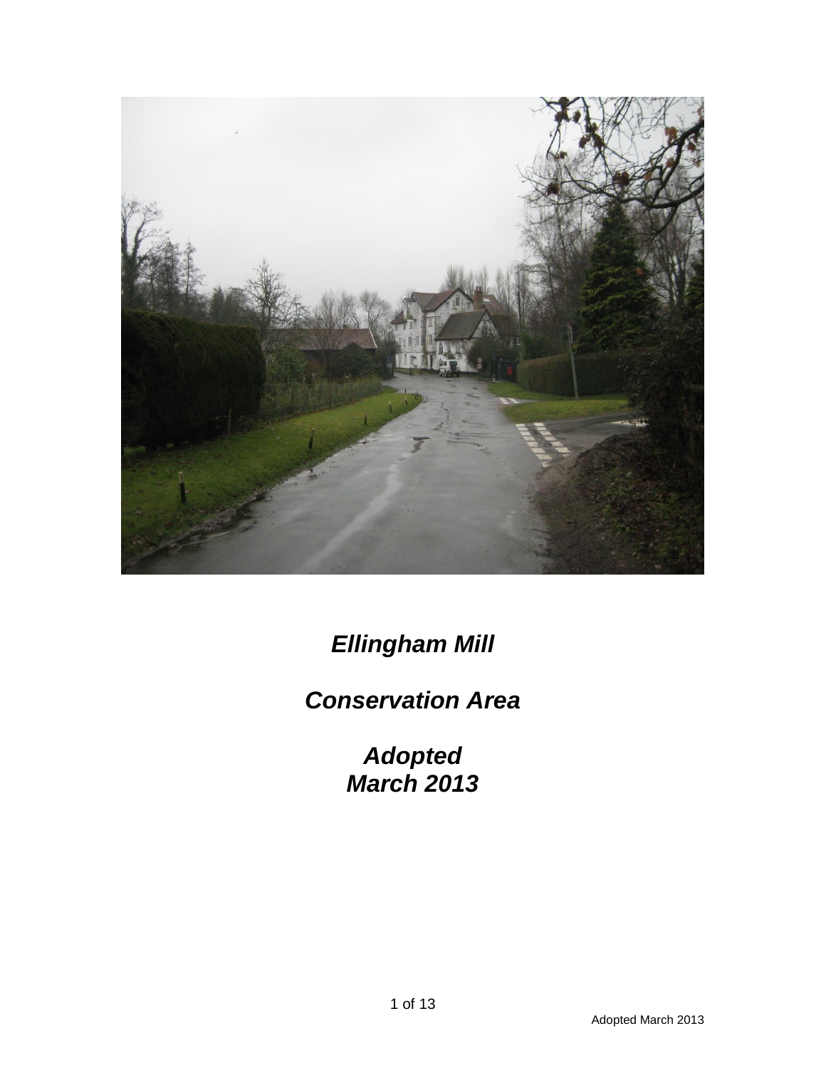***Ellingham Mill***

***Conservation Area***

***Adopted***
***March 2013***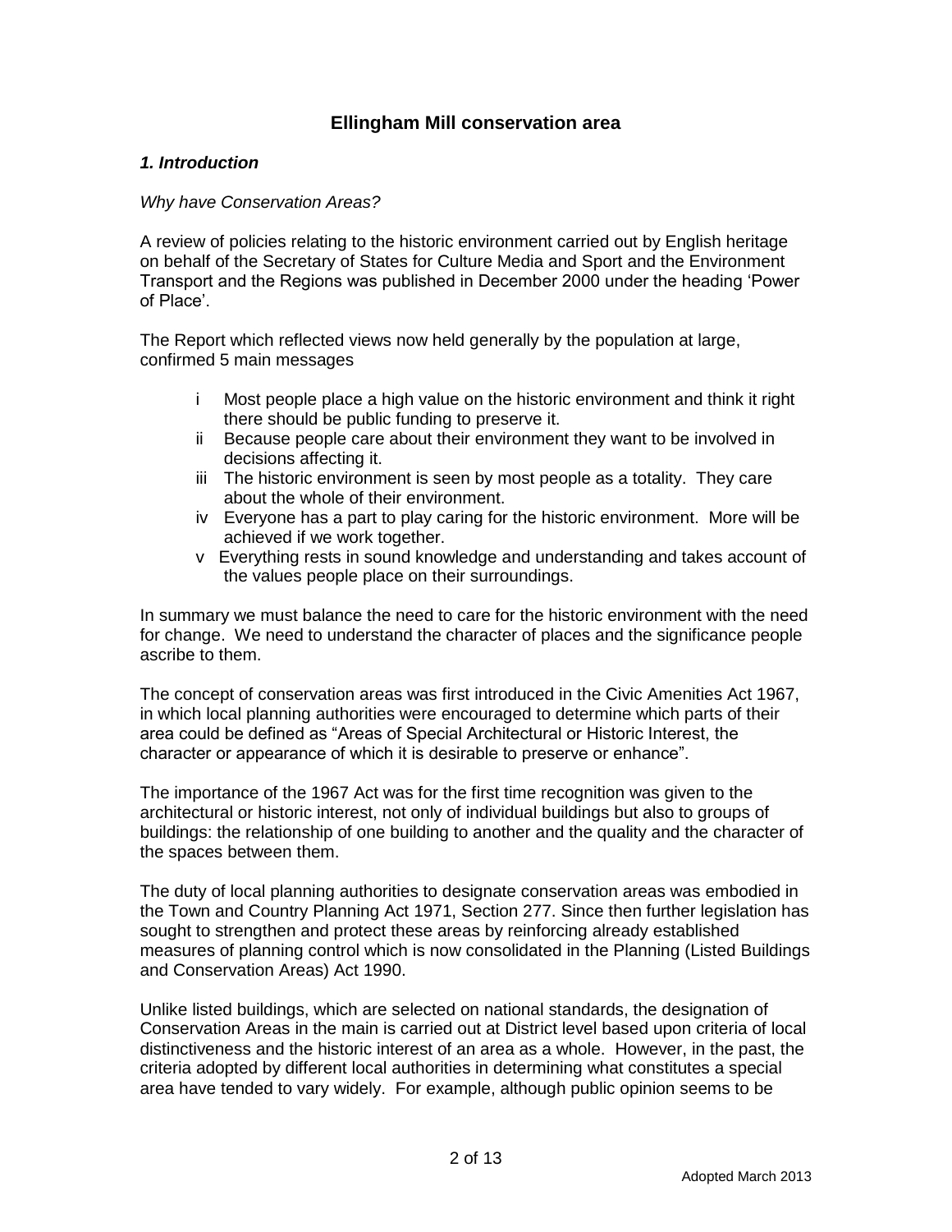## Ellingham Mill conservation area

### *1. Introduction*

*Why have Conservation Areas?*

A review of policies relating to the historic environment carried out by English heritage on behalf of the Secretary of States for Culture Media and Sport and the Environment Transport and the Regions was published in December 2000 under the heading 'Power of Place'.

The Report which reflected views now held generally by the population at large, confirmed 5 main messages

- i Most people place a high value on the historic environment and think it right there should be public funding to preserve it.
- ii Because people care about their environment they want to be involved in decisions affecting it.
- iii The historic environment is seen by most people as a totality. They care about the whole of their environment.
- iv Everyone has a part to play caring for the historic environment. More will be achieved if we work together.
- v Everything rests in sound knowledge and understanding and takes account of the values people place on their surroundings.

In summary we must balance the need to care for the historic environment with the need for change. We need to understand the character of places and the significance people ascribe to them.

The concept of conservation areas was first introduced in the Civic Amenities Act 1967, in which local planning authorities were encouraged to determine which parts of their area could be defined as "Areas of Special Architectural or Historic Interest, the character or appearance of which it is desirable to preserve or enhance".

The importance of the 1967 Act was for the first time recognition was given to the architectural or historic interest, not only of individual buildings but also to groups of buildings: the relationship of one building to another and the quality and the character of the spaces between them.

The duty of local planning authorities to designate conservation areas was embodied in the Town and Country Planning Act 1971, Section 277. Since then further legislation has sought to strengthen and protect these areas by reinforcing already established measures of planning control which is now consolidated in the Planning (Listed Buildings and Conservation Areas) Act 1990.

Unlike listed buildings, which are selected on national standards, the designation of Conservation Areas in the main is carried out at District level based upon criteria of local distinctiveness and the historic interest of an area as a whole. However, in the past, the criteria adopted by different local authorities in determining what constitutes a special area have tended to vary widely. For example, although public opinion seems to be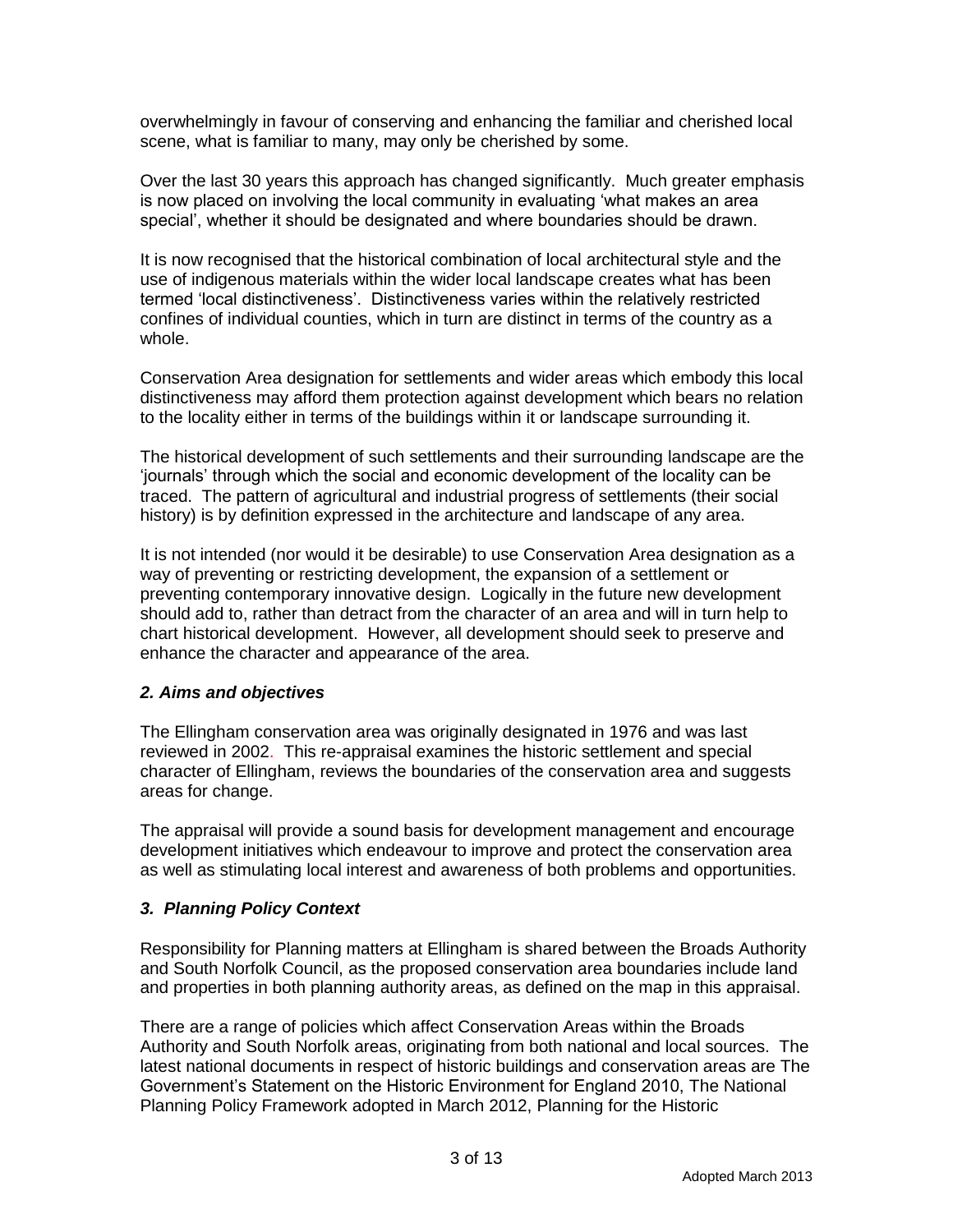overwhelmingly in favour of conserving and enhancing the familiar and cherished local scene, what is familiar to many, may only be cherished by some.

Over the last 30 years this approach has changed significantly. Much greater emphasis is now placed on involving the local community in evaluating 'what makes an area special', whether it should be designated and where boundaries should be drawn.

It is now recognised that the historical combination of local architectural style and the use of indigenous materials within the wider local landscape creates what has been termed 'local distinctiveness'. Distinctiveness varies within the relatively restricted confines of individual counties, which in turn are distinct in terms of the country as a whole.

Conservation Area designation for settlements and wider areas which embody this local distinctiveness may afford them protection against development which bears no relation to the locality either in terms of the buildings within it or landscape surrounding it.

The historical development of such settlements and their surrounding landscape are the 'journals' through which the social and economic development of the locality can be traced. The pattern of agricultural and industrial progress of settlements (their social history) is by definition expressed in the architecture and landscape of any area.

It is not intended (nor would it be desirable) to use Conservation Area designation as a way of preventing or restricting development, the expansion of a settlement or preventing contemporary innovative design. Logically in the future new development should add to, rather than detract from the character of an area and will in turn help to chart historical development. However, all development should seek to preserve and enhance the character and appearance of the area.

## *2. Aims and objectives*

The Ellingham conservation area was originally designated in 1976 and was last reviewed in 2002. This re-appraisal examines the historic settlement and special character of Ellingham, reviews the boundaries of the conservation area and suggests areas for change.

The appraisal will provide a sound basis for development management and encourage development initiatives which endeavour to improve and protect the conservation area as well as stimulating local interest and awareness of both problems and opportunities.

## *3. Planning Policy Context*

Responsibility for Planning matters at Ellingham is shared between the Broads Authority and South Norfolk Council, as the proposed conservation area boundaries include land and properties in both planning authority areas, as defined on the map in this appraisal.

There are a range of policies which affect Conservation Areas within the Broads Authority and South Norfolk areas, originating from both national and local sources. The latest national documents in respect of historic buildings and conservation areas are The Government's Statement on the Historic Environment for England 2010, The National Planning Policy Framework adopted in March 2012, Planning for the Historic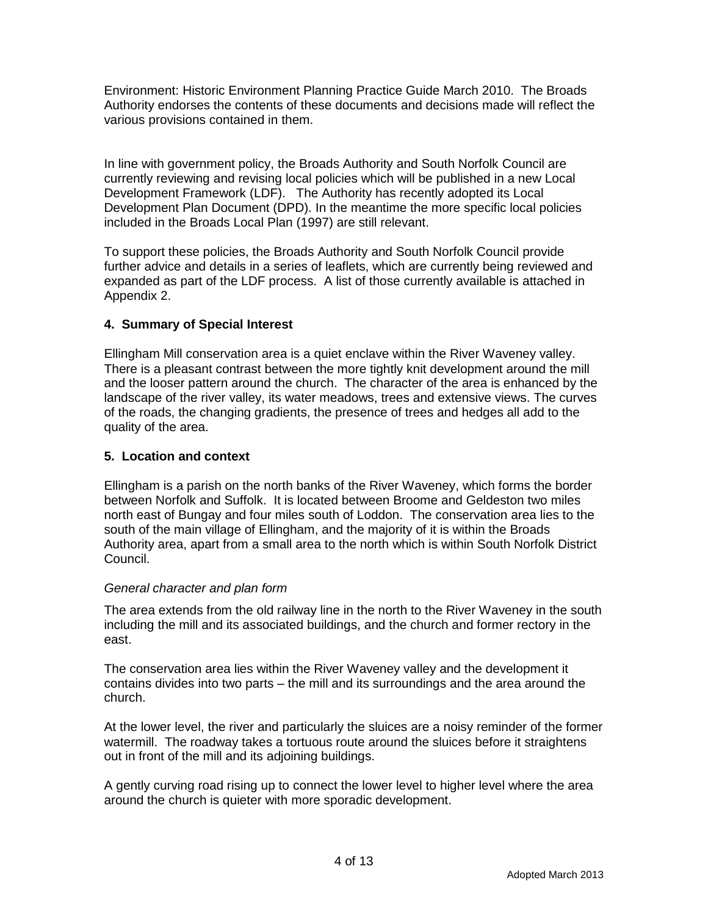Environment: Historic Environment Planning Practice Guide March 2010. The Broads Authority endorses the contents of these documents and decisions made will reflect the various provisions contained in them.

In line with government policy, the Broads Authority and South Norfolk Council are currently reviewing and revising local policies which will be published in a new Local Development Framework (LDF). The Authority has recently adopted its Local Development Plan Document (DPD). In the meantime the more specific local policies included in the Broads Local Plan (1997) are still relevant.

To support these policies, the Broads Authority and South Norfolk Council provide further advice and details in a series of leaflets, which are currently being reviewed and expanded as part of the LDF process. A list of those currently available is attached in Appendix 2.

## 4. Summary of Special Interest

Ellingham Mill conservation area is a quiet enclave within the River Waveney valley. There is a pleasant contrast between the more tightly knit development around the mill and the looser pattern around the church. The character of the area is enhanced by the landscape of the river valley, its water meadows, trees and extensive views. The curves of the roads, the changing gradients, the presence of trees and hedges all add to the quality of the area.

## 5. Location and context

Ellingham is a parish on the north banks of the River Waveney, which forms the border between Norfolk and Suffolk. It is located between Broome and Geldeston two miles north east of Bungay and four miles south of Loddon. The conservation area lies to the south of the main village of Ellingham, and the majority of it is within the Broads Authority area, apart from a small area to the north which is within South Norfolk District Council.

*General character and plan form*

The area extends from the old railway line in the north to the River Waveney in the south including the mill and its associated buildings, and the church and former rectory in the east.

The conservation area lies within the River Waveney valley and the development it contains divides into two parts – the mill and its surroundings and the area around the church.

At the lower level, the river and particularly the sluices are a noisy reminder of the former watermill. The roadway takes a tortuous route around the sluices before it straightens out in front of the mill and its adjoining buildings.

A gently curving road rising up to connect the lower level to higher level where the area around the church is quieter with more sporadic development.

Adopted March 2013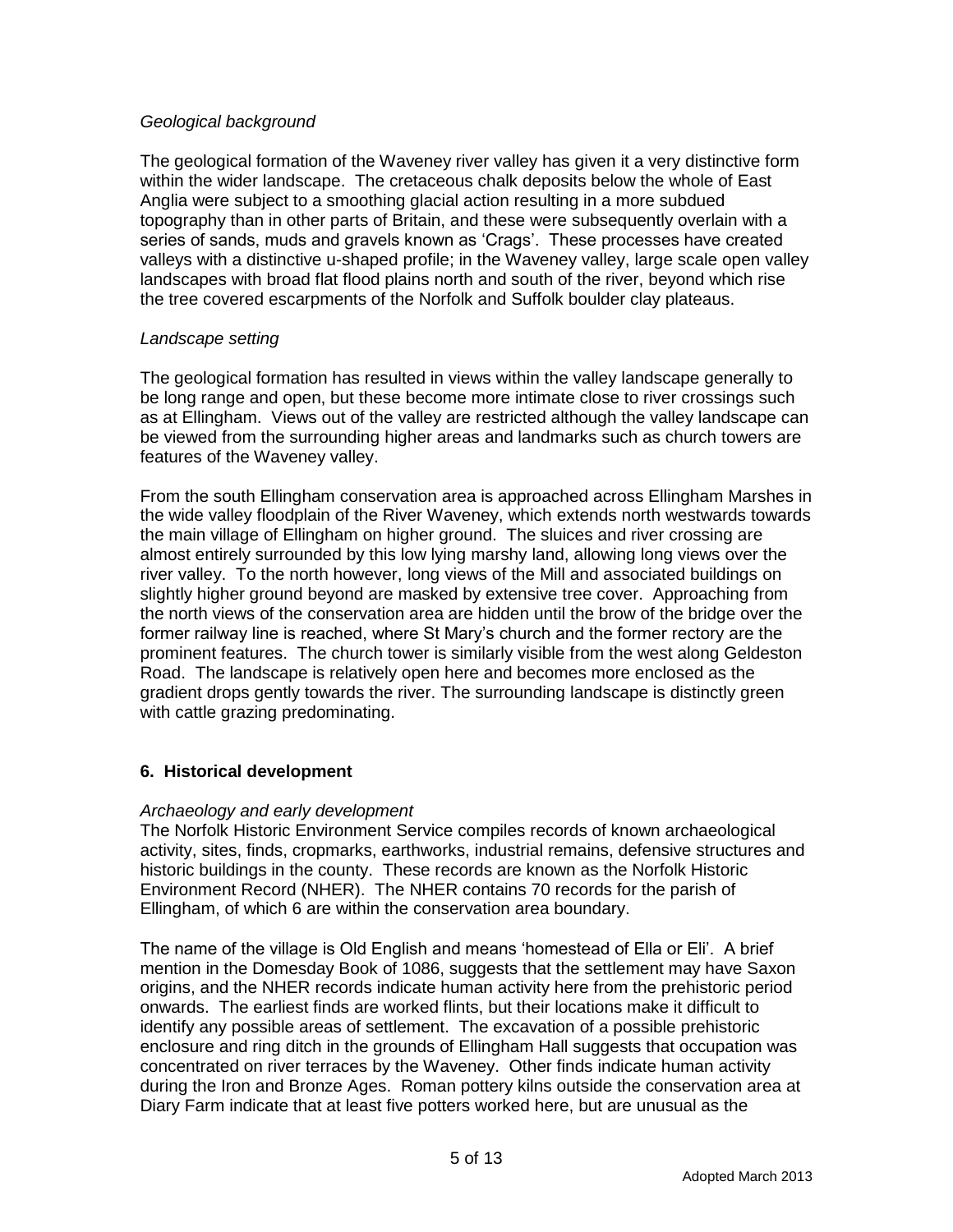*Geological background*

The geological formation of the Waveney river valley has given it a very distinctive form within the wider landscape. The cretaceous chalk deposits below the whole of East Anglia were subject to a smoothing glacial action resulting in a more subdued topography than in other parts of Britain, and these were subsequently overlain with a series of sands, muds and gravels known as 'Crags'. These processes have created valleys with a distinctive u-shaped profile; in the Waveney valley, large scale open valley landscapes with broad flat flood plains north and south of the river, beyond which rise the tree covered escarpments of the Norfolk and Suffolk boulder clay plateaus.

*Landscape setting*

The geological formation has resulted in views within the valley landscape generally to be long range and open, but these become more intimate close to river crossings such as at Ellingham. Views out of the valley are restricted although the valley landscape can be viewed from the surrounding higher areas and landmarks such as church towers are features of the Waveney valley.

From the south Ellingham conservation area is approached across Ellingham Marshes in the wide valley floodplain of the River Waveney, which extends north westwards towards the main village of Ellingham on higher ground. The sluices and river crossing are almost entirely surrounded by this low lying marshy land, allowing long views over the river valley. To the north however, long views of the Mill and associated buildings on slightly higher ground beyond are masked by extensive tree cover. Approaching from the north views of the conservation area are hidden until the brow of the bridge over the former railway line is reached, where St Mary's church and the former rectory are the prominent features. The church tower is similarly visible from the west along Geldeston Road. The landscape is relatively open here and becomes more enclosed as the gradient drops gently towards the river. The surrounding landscape is distinctly green with cattle grazing predominating.

## 6. Historical development

*Archaeology and early development*

The Norfolk Historic Environment Service compiles records of known archaeological activity, sites, finds, cropmarks, earthworks, industrial remains, defensive structures and historic buildings in the county. These records are known as the Norfolk Historic Environment Record (NHER). The NHER contains 70 records for the parish of Ellingham, of which 6 are within the conservation area boundary.

The name of the village is Old English and means 'homestead of Ella or Eli'. A brief mention in the Domesday Book of 1086, suggests that the settlement may have Saxon origins, and the NHER records indicate human activity here from the prehistoric period onwards. The earliest finds are worked flints, but their locations make it difficult to identify any possible areas of settlement. The excavation of a possible prehistoric enclosure and ring ditch in the grounds of Ellingham Hall suggests that occupation was concentrated on river terraces by the Waveney. Other finds indicate human activity during the Iron and Bronze Ages. Roman pottery kilns outside the conservation area at Diary Farm indicate that at least five potters worked here, but are unusual as the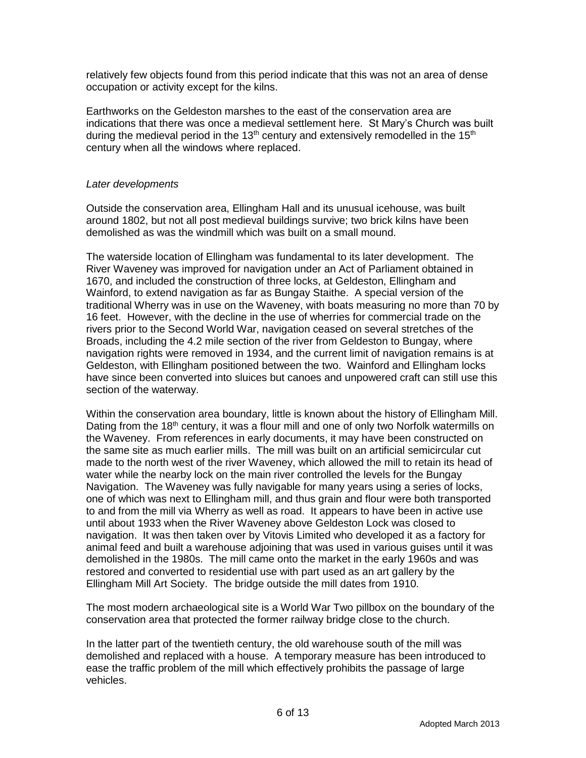relatively few objects found from this period indicate that this was not an area of dense occupation or activity except for the kilns.

Earthworks on the Geldeston marshes to the east of the conservation area are indications that there was once a medieval settlement here. St Mary's Church was built during the medieval period in the 13th century and extensively remodelled in the 15th century when all the windows where replaced.

*Later developments*

Outside the conservation area, Ellingham Hall and its unusual icehouse, was built around 1802, but not all post medieval buildings survive; two brick kilns have been demolished as was the windmill which was built on a small mound.

The waterside location of Ellingham was fundamental to its later development. The River Waveney was improved for navigation under an Act of Parliament obtained in 1670, and included the construction of three locks, at Geldeston, Ellingham and Wainford, to extend navigation as far as Bungay Staithe. A special version of the traditional Wherry was in use on the Waveney, with boats measuring no more than 70 by 16 feet. However, with the decline in the use of wherries for commercial trade on the rivers prior to the Second World War, navigation ceased on several stretches of the Broads, including the 4.2 mile section of the river from Geldeston to Bungay, where navigation rights were removed in 1934, and the current limit of navigation remains is at Geldeston, with Ellingham positioned between the two. Wainford and Ellingham locks have since been converted into sluices but canoes and unpowered craft can still use this section of the waterway.

Within the conservation area boundary, little is known about the history of Ellingham Mill. Dating from the 18th century, it was a flour mill and one of only two Norfolk watermills on the Waveney. From references in early documents, it may have been constructed on the same site as much earlier mills. The mill was built on an artificial semicircular cut made to the north west of the river Waveney, which allowed the mill to retain its head of water while the nearby lock on the main river controlled the levels for the Bungay Navigation. The Waveney was fully navigable for many years using a series of locks, one of which was next to Ellingham mill, and thus grain and flour were both transported to and from the mill via Wherry as well as road. It appears to have been in active use until about 1933 when the River Waveney above Geldeston Lock was closed to navigation. It was then taken over by Vitovis Limited who developed it as a factory for animal feed and built a warehouse adjoining that was used in various guises until it was demolished in the 1980s. The mill came onto the market in the early 1960s and was restored and converted to residential use with part used as an art gallery by the Ellingham Mill Art Society. The bridge outside the mill dates from 1910.

The most modern archaeological site is a World War Two pillbox on the boundary of the conservation area that protected the former railway bridge close to the church.

In the latter part of the twentieth century, the old warehouse south of the mill was demolished and replaced with a house. A temporary measure has been introduced to ease the traffic problem of the mill which effectively prohibits the passage of large vehicles.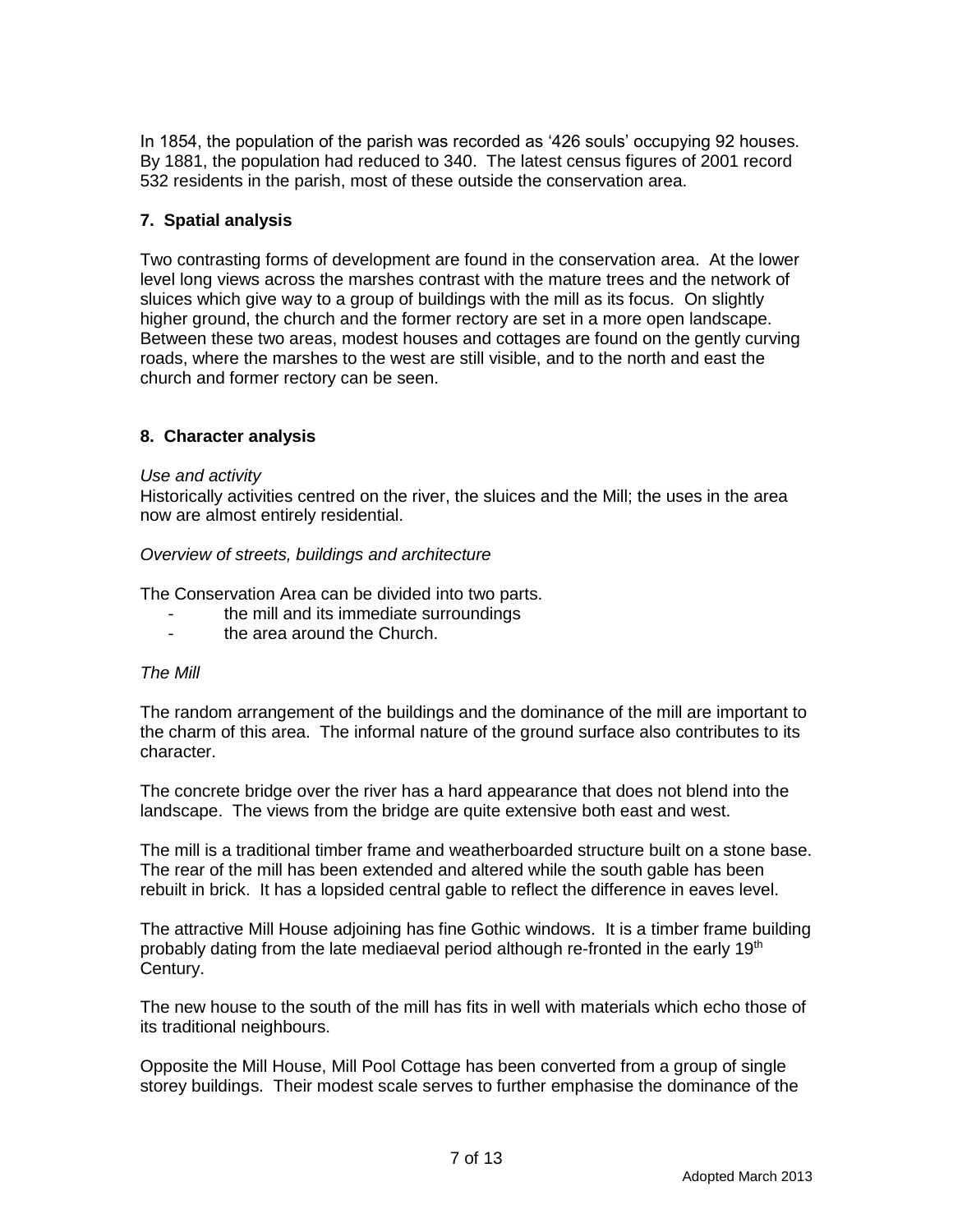In 1854, the population of the parish was recorded as '426 souls' occupying 92 houses. By 1881, the population had reduced to 340. The latest census figures of 2001 record 532 residents in the parish, most of these outside the conservation area.

## 7. Spatial analysis

Two contrasting forms of development are found in the conservation area. At the lower level long views across the marshes contrast with the mature trees and the network of sluices which give way to a group of buildings with the mill as its focus. On slightly higher ground, the church and the former rectory are set in a more open landscape. Between these two areas, modest houses and cottages are found on the gently curving roads, where the marshes to the west are still visible, and to the north and east the church and former rectory can be seen.

## 8. Character analysis

*Use and activity*

Historically activities centred on the river, the sluices and the Mill; the uses in the area now are almost entirely residential.

*Overview of streets, buildings and architecture*

The Conservation Area can be divided into two parts.

- the mill and its immediate surroundings
- the area around the Church.

*The Mill*

The random arrangement of the buildings and the dominance of the mill are important to the charm of this area. The informal nature of the ground surface also contributes to its character.

The concrete bridge over the river has a hard appearance that does not blend into the landscape. The views from the bridge are quite extensive both east and west.

The mill is a traditional timber frame and weatherboarded structure built on a stone base. The rear of the mill has been extended and altered while the south gable has been rebuilt in brick. It has a lopsided central gable to reflect the difference in eaves level.

The attractive Mill House adjoining has fine Gothic windows. It is a timber frame building probably dating from the late mediaeval period although re-fronted in the early 19th Century.

The new house to the south of the mill has fits in well with materials which echo those of its traditional neighbours.

Opposite the Mill House, Mill Pool Cottage has been converted from a group of single storey buildings. Their modest scale serves to further emphasise the dominance of the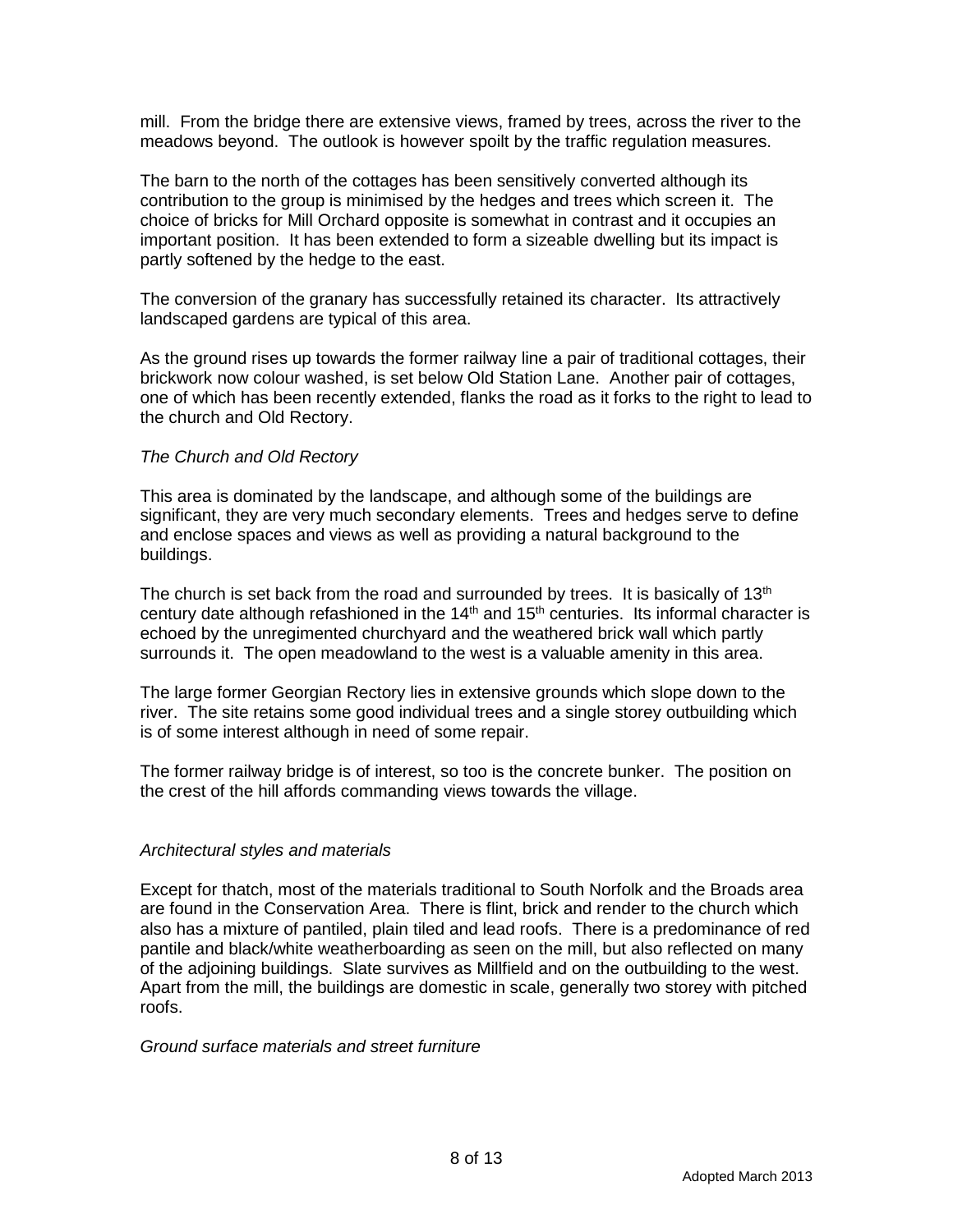mill. From the bridge there are extensive views, framed by trees, across the river to the meadows beyond. The outlook is however spoilt by the traffic regulation measures.

The barn to the north of the cottages has been sensitively converted although its contribution to the group is minimised by the hedges and trees which screen it. The choice of bricks for Mill Orchard opposite is somewhat in contrast and it occupies an important position. It has been extended to form a sizeable dwelling but its impact is partly softened by the hedge to the east.

The conversion of the granary has successfully retained its character. Its attractively landscaped gardens are typical of this area.

As the ground rises up towards the former railway line a pair of traditional cottages, their brickwork now colour washed, is set below Old Station Lane. Another pair of cottages, one of which has been recently extended, flanks the road as it forks to the right to lead to the church and Old Rectory.

*The Church and Old Rectory*

This area is dominated by the landscape, and although some of the buildings are significant, they are very much secondary elements. Trees and hedges serve to define and enclose spaces and views as well as providing a natural background to the buildings.

The church is set back from the road and surrounded by trees. It is basically of 13th century date although refashioned in the 14th and 15th centuries. Its informal character is echoed by the unregimented churchyard and the weathered brick wall which partly surrounds it. The open meadowland to the west is a valuable amenity in this area.

The large former Georgian Rectory lies in extensive grounds which slope down to the river. The site retains some good individual trees and a single storey outbuilding which is of some interest although in need of some repair.

The former railway bridge is of interest, so too is the concrete bunker. The position on the crest of the hill affords commanding views towards the village.

*Architectural styles and materials*

Except for thatch, most of the materials traditional to South Norfolk and the Broads area are found in the Conservation Area. There is flint, brick and render to the church which also has a mixture of pantiled, plain tiled and lead roofs. There is a predominance of red pantile and black/white weatherboarding as seen on the mill, but also reflected on many of the adjoining buildings. Slate survives as Millfield and on the outbuilding to the west. Apart from the mill, the buildings are domestic in scale, generally two storey with pitched roofs.

*Ground surface materials and street furniture*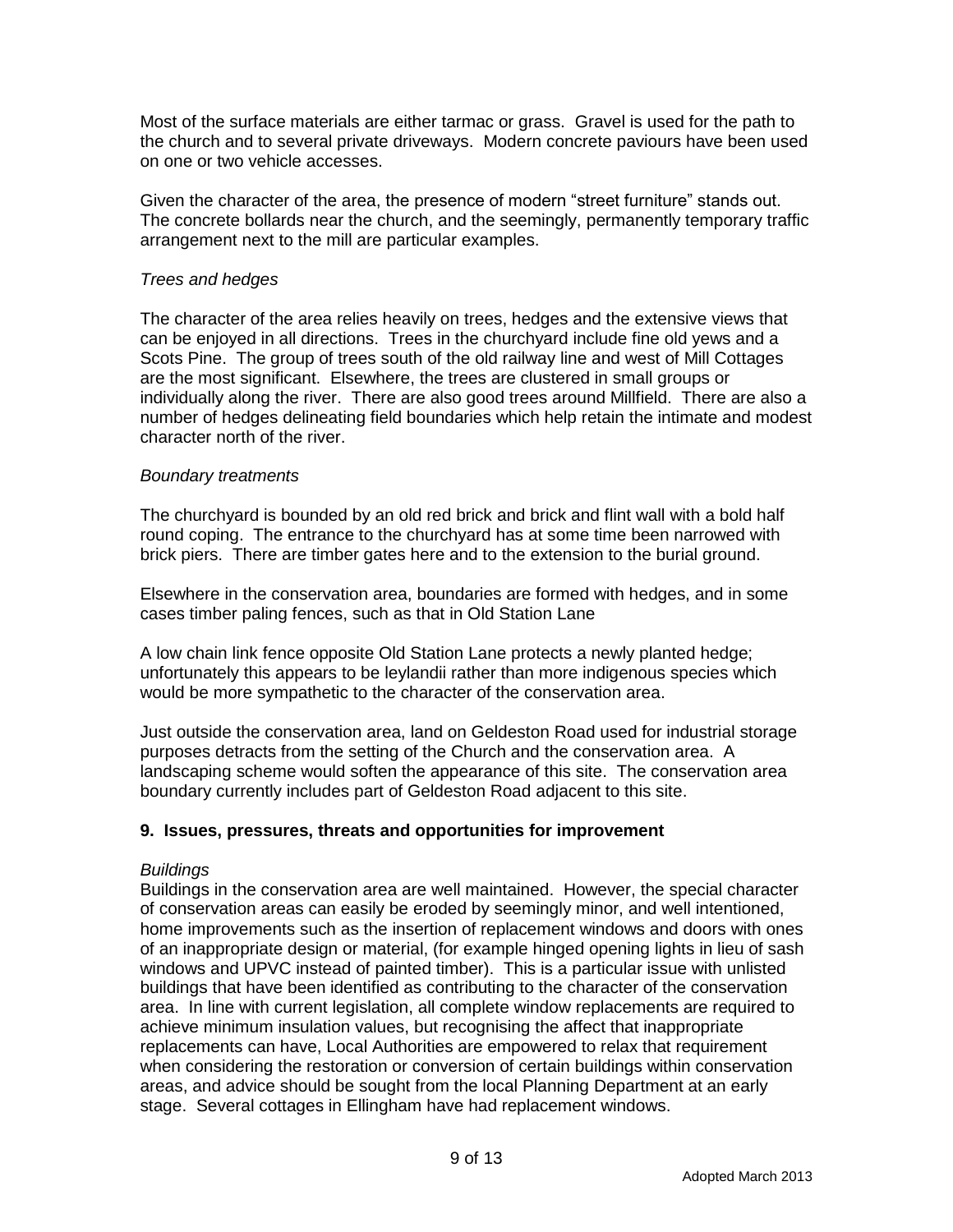Most of the surface materials are either tarmac or grass. Gravel is used for the path to the church and to several private driveways. Modern concrete paviours have been used on one or two vehicle accesses.

Given the character of the area, the presence of modern "street furniture" stands out. The concrete bollards near the church, and the seemingly, permanently temporary traffic arrangement next to the mill are particular examples.

*Trees and hedges*

The character of the area relies heavily on trees, hedges and the extensive views that can be enjoyed in all directions. Trees in the churchyard include fine old yews and a Scots Pine. The group of trees south of the old railway line and west of Mill Cottages are the most significant. Elsewhere, the trees are clustered in small groups or individually along the river. There are also good trees around Millfield. There are also a number of hedges delineating field boundaries which help retain the intimate and modest character north of the river.

*Boundary treatments*

The churchyard is bounded by an old red brick and brick and flint wall with a bold half round coping. The entrance to the churchyard has at some time been narrowed with brick piers. There are timber gates here and to the extension to the burial ground.

Elsewhere in the conservation area, boundaries are formed with hedges, and in some cases timber paling fences, such as that in Old Station Lane

A low chain link fence opposite Old Station Lane protects a newly planted hedge; unfortunately this appears to be leylandii rather than more indigenous species which would be more sympathetic to the character of the conservation area.

Just outside the conservation area, land on Geldeston Road used for industrial storage purposes detracts from the setting of the Church and the conservation area. A landscaping scheme would soften the appearance of this site. The conservation area boundary currently includes part of Geldeston Road adjacent to this site.

## 9. Issues, pressures, threats and opportunities for improvement

*Buildings*

Buildings in the conservation area are well maintained. However, the special character of conservation areas can easily be eroded by seemingly minor, and well intentioned, home improvements such as the insertion of replacement windows and doors with ones of an inappropriate design or material, (for example hinged opening lights in lieu of sash windows and UPVC instead of painted timber). This is a particular issue with unlisted buildings that have been identified as contributing to the character of the conservation area. In line with current legislation, all complete window replacements are required to achieve minimum insulation values, but recognising the affect that inappropriate replacements can have, Local Authorities are empowered to relax that requirement when considering the restoration or conversion of certain buildings within conservation areas, and advice should be sought from the local Planning Department at an early stage. Several cottages in Ellingham have had replacement windows.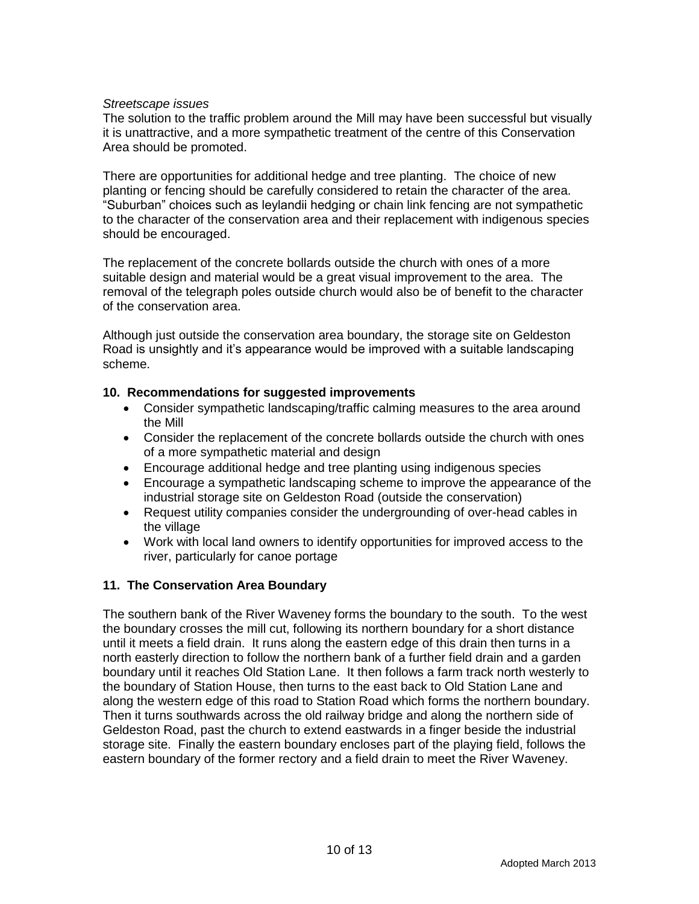*Streetscape issues*
The solution to the traffic problem around the Mill may have been successful but visually it is unattractive, and a more sympathetic treatment of the centre of this Conservation Area should be promoted.

There are opportunities for additional hedge and tree planting. The choice of new planting or fencing should be carefully considered to retain the character of the area. "Suburban" choices such as leylandii hedging or chain link fencing are not sympathetic to the character of the conservation area and their replacement with indigenous species should be encouraged.

The replacement of the concrete bollards outside the church with ones of a more suitable design and material would be a great visual improvement to the area. The removal of the telegraph poles outside church would also be of benefit to the character of the conservation area.

Although just outside the conservation area boundary, the storage site on Geldeston Road is unsightly and it's appearance would be improved with a suitable landscaping scheme.

## 10. Recommendations for suggested improvements

- Consider sympathetic landscaping/traffic calming measures to the area around the Mill
- Consider the replacement of the concrete bollards outside the church with ones of a more sympathetic material and design
- Encourage additional hedge and tree planting using indigenous species
- Encourage a sympathetic landscaping scheme to improve the appearance of the industrial storage site on Geldeston Road (outside the conservation)
- Request utility companies consider the undergrounding of over-head cables in the village
- Work with local land owners to identify opportunities for improved access to the river, particularly for canoe portage

## 11. The Conservation Area Boundary

The southern bank of the River Waveney forms the boundary to the south. To the west the boundary crosses the mill cut, following its northern boundary for a short distance until it meets a field drain. It runs along the eastern edge of this drain then turns in a north easterly direction to follow the northern bank of a further field drain and a garden boundary until it reaches Old Station Lane. It then follows a farm track north westerly to the boundary of Station House, then turns to the east back to Old Station Lane and along the western edge of this road to Station Road which forms the northern boundary. Then it turns southwards across the old railway bridge and along the northern side of Geldeston Road, past the church to extend eastwards in a finger beside the industrial storage site. Finally the eastern boundary encloses part of the playing field, follows the eastern boundary of the former rectory and a field drain to meet the River Waveney.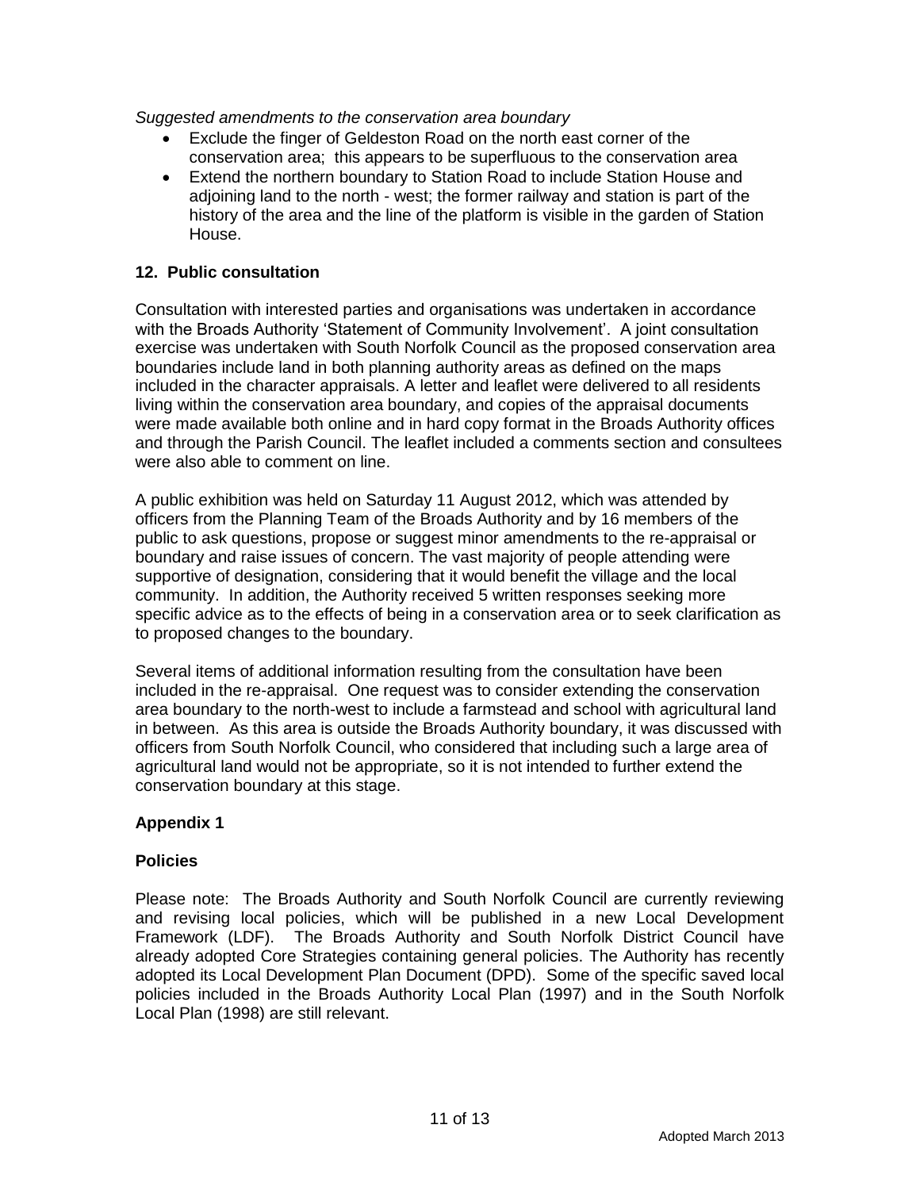*Suggested amendments to the conservation area boundary*

- Exclude the finger of Geldeston Road on the north east corner of the conservation area; this appears to be superfluous to the conservation area
- Extend the northern boundary to Station Road to include Station House and adjoining land to the north - west; the former railway and station is part of the history of the area and the line of the platform is visible in the garden of Station House.

## 12. Public consultation

Consultation with interested parties and organisations was undertaken in accordance with the Broads Authority 'Statement of Community Involvement'. A joint consultation exercise was undertaken with South Norfolk Council as the proposed conservation area boundaries include land in both planning authority areas as defined on the maps included in the character appraisals. A letter and leaflet were delivered to all residents living within the conservation area boundary, and copies of the appraisal documents were made available both online and in hard copy format in the Broads Authority offices and through the Parish Council. The leaflet included a comments section and consultees were also able to comment on line.

A public exhibition was held on Saturday 11 August 2012, which was attended by officers from the Planning Team of the Broads Authority and by 16 members of the public to ask questions, propose or suggest minor amendments to the re-appraisal or boundary and raise issues of concern. The vast majority of people attending were supportive of designation, considering that it would benefit the village and the local community. In addition, the Authority received 5 written responses seeking more specific advice as to the effects of being in a conservation area or to seek clarification as to proposed changes to the boundary.

Several items of additional information resulting from the consultation have been included in the re-appraisal. One request was to consider extending the conservation area boundary to the north-west to include a farmstead and school with agricultural land in between. As this area is outside the Broads Authority boundary, it was discussed with officers from South Norfolk Council, who considered that including such a large area of agricultural land would not be appropriate, so it is not intended to further extend the conservation boundary at this stage.

## Appendix 1

### Policies

Please note: The Broads Authority and South Norfolk Council are currently reviewing and revising local policies, which will be published in a new Local Development Framework (LDF). The Broads Authority and South Norfolk District Council have already adopted Core Strategies containing general policies. The Authority has recently adopted its Local Development Plan Document (DPD). Some of the specific saved local policies included in the Broads Authority Local Plan (1997) and in the South Norfolk Local Plan (1998) are still relevant.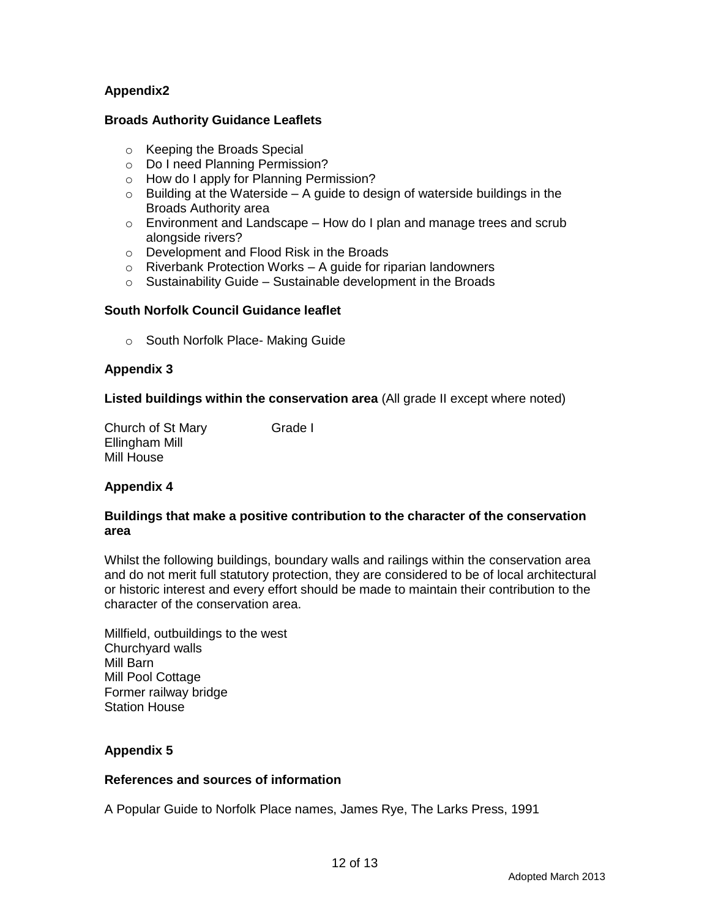## Appendix2

### Broads Authority Guidance Leaflets

- Keeping the Broads Special
- Do I need Planning Permission?
- How do I apply for Planning Permission?
- Building at the Waterside – A guide to design of waterside buildings in the Broads Authority area
- Environment and Landscape – How do I plan and manage trees and scrub alongside rivers?
- Development and Flood Risk in the Broads
- Riverbank Protection Works – A guide for riparian landowners
- Sustainability Guide – Sustainable development in the Broads

### South Norfolk Council Guidance leaflet

- South Norfolk Place- Making Guide

## Appendix 3

**Listed buildings within the conservation area** (All grade II except where noted)

| | |
|---|---|
| Church of St Mary | Grade I |
| Ellingham Mill | |
| Mill House | |

## Appendix 4

### Buildings that make a positive contribution to the character of the conservation area

Whilst the following buildings, boundary walls and railings within the conservation area and do not merit full statutory protection, they are considered to be of local architectural or historic interest and every effort should be made to maintain their contribution to the character of the conservation area.

Millfield, outbuildings to the west
Churchyard walls
Mill Barn
Mill Pool Cottage
Former railway bridge
Station House

## Appendix 5

### References and sources of information

A Popular Guide to Norfolk Place names, James Rye, The Larks Press, 1991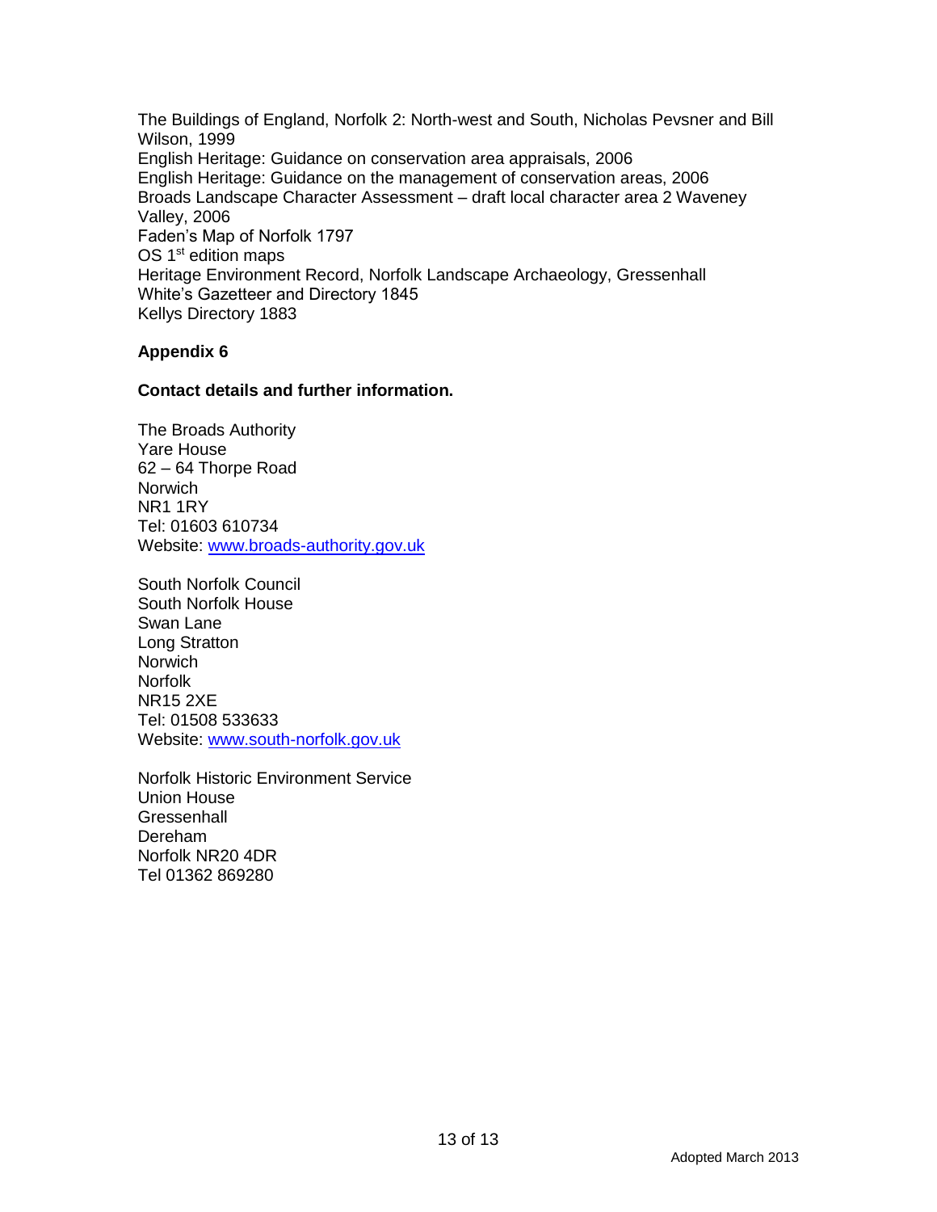The Buildings of England, Norfolk 2: North-west and South, Nicholas Pevsner and Bill Wilson, 1999
English Heritage: Guidance on conservation area appraisals, 2006
English Heritage: Guidance on the management of conservation areas, 2006
Broads Landscape Character Assessment – draft local character area 2 Waveney Valley, 2006
Faden's Map of Norfolk 1797
OS 1st edition maps
Heritage Environment Record, Norfolk Landscape Archaeology, Gressenhall
White's Gazetteer and Directory 1845
Kellys Directory 1883

**Appendix 6**

**Contact details and further information.**

The Broads Authority
Yare House
62 – 64 Thorpe Road
Norwich
NR1 1RY
Tel: 01603 610734
Website: www.broads-authority.gov.uk

South Norfolk Council
South Norfolk House
Swan Lane
Long Stratton
Norwich
Norfolk
NR15 2XE
Tel: 01508 533633
Website: www.south-norfolk.gov.uk

Norfolk Historic Environment Service
Union House
Gressenhall
Dereham
Norfolk NR20 4DR
Tel 01362 869280

Adopted March 2013